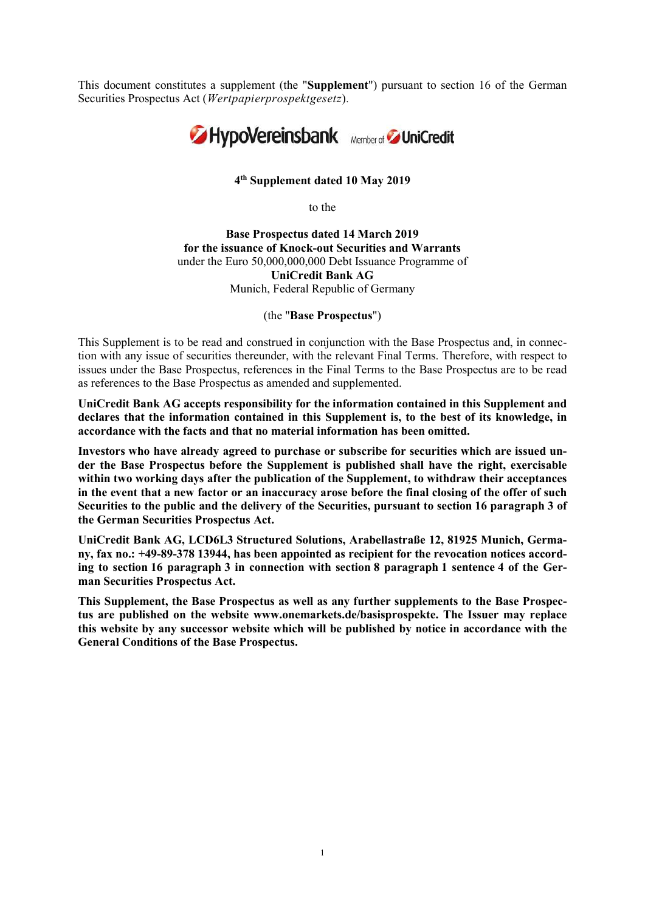This document constitutes a supplement (the "**Supplement**") pursuant to section 16 of the German Securities Prospectus Act (*Wertpapierprospektgesetz*).

HypoVereinsbank Member of UniCredit

**4th Supplement dated 10 May 2019**

to the

**Base Prospectus dated 14 March 2019**
**for the issuance of Knock-out Securities and Warrants**
under the Euro 50,000,000,000 Debt Issuance Programme of
**UniCredit Bank AG**
Munich, Federal Republic of Germany

(the "**Base Prospectus**")

This Supplement is to be read and construed in conjunction with the Base Prospectus and, in connection with any issue of securities thereunder, with the relevant Final Terms. Therefore, with respect to issues under the Base Prospectus, references in the Final Terms to the Base Prospectus are to be read as references to the Base Prospectus as amended and supplemented.

**UniCredit Bank AG accepts responsibility for the information contained in this Supplement and declares that the information contained in this Supplement is, to the best of its knowledge, in accordance with the facts and that no material information has been omitted.**

**Investors who have already agreed to purchase or subscribe for securities which are issued under the Base Prospectus before the Supplement is published shall have the right, exercisable within two working days after the publication of the Supplement, to withdraw their acceptances in the event that a new factor or an inaccuracy arose before the final closing of the offer of such Securities to the public and the delivery of the Securities, pursuant to section 16 paragraph 3 of the German Securities Prospectus Act.**

**UniCredit Bank AG, LCD6L3 Structured Solutions, Arabellastraße 12, 81925 Munich, Germany, fax no.: +49-89-378 13944, has been appointed as recipient for the revocation notices according to section 16 paragraph 3 in connection with section 8 paragraph 1 sentence 4 of the German Securities Prospectus Act.**

**This Supplement, the Base Prospectus as well as any further supplements to the Base Prospectus are published on the website www.onemarkets.de/basisprospekte. The Issuer may replace this website by any successor website which will be published by notice in accordance with the General Conditions of the Base Prospectus.**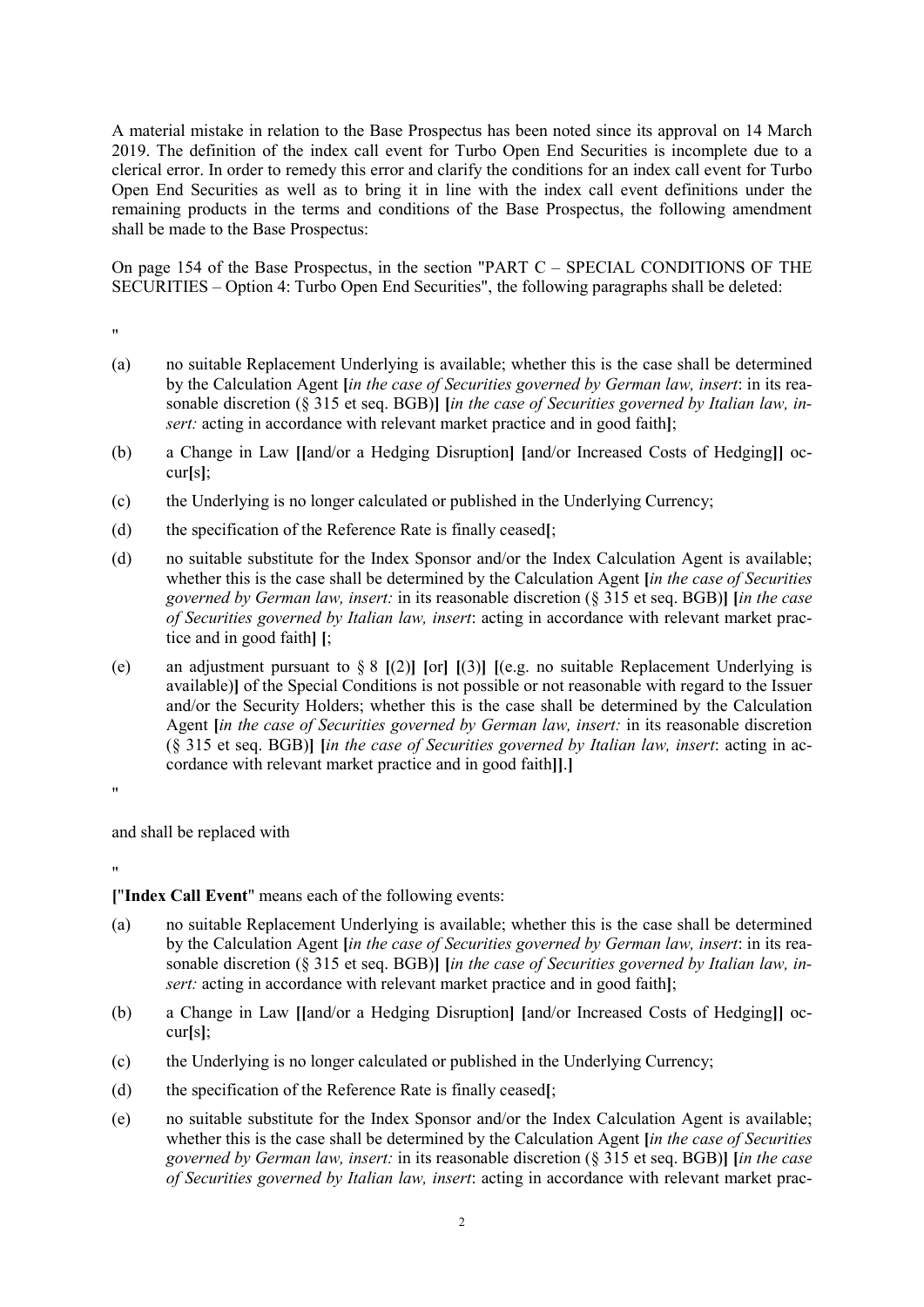A material mistake in relation to the Base Prospectus has been noted since its approval on 14 March 2019. The definition of the index call event for Turbo Open End Securities is incomplete due to a clerical error. In order to remedy this error and clarify the conditions for an index call event for Turbo Open End Securities as well as to bring it in line with the index call event definitions under the remaining products in the terms and conditions of the Base Prospectus, the following amendment shall be made to the Base Prospectus:

On page 154 of the Base Prospectus, in the section "PART C – SPECIAL CONDITIONS OF THE SECURITIES – Option 4: Turbo Open End Securities", the following paragraphs shall be deleted:

"

(a) no suitable Replacement Underlying is available; whether this is the case shall be determined by the Calculation Agent **[***in the case of Securities governed by German law, insert*: in its reasonable discretion (§ 315 et seq. BGB)**]** **[***in the case of Securities governed by Italian law, insert:* acting in accordance with relevant market practice and in good faith**]**;

(b) a Change in Law **[[**and/or a Hedging Disruption**]** **[**and/or Increased Costs of Hedging**]]** occur**[**s**]**;

(c) the Underlying is no longer calculated or published in the Underlying Currency;

(d) the specification of the Reference Rate is finally ceased**[**;

(d) no suitable substitute for the Index Sponsor and/or the Index Calculation Agent is available; whether this is the case shall be determined by the Calculation Agent **[***in the case of Securities governed by German law, insert:* in its reasonable discretion (§ 315 et seq. BGB)**]** **[***in the case of Securities governed by Italian law, insert*: acting in accordance with relevant market practice and in good faith**]** **[**;

(e) an adjustment pursuant to § 8 **[**(2)**]** **[**or**]** **[**(3)**]** **[**(e.g. no suitable Replacement Underlying is available)**]** of the Special Conditions is not possible or not reasonable with regard to the Issuer and/or the Security Holders; whether this is the case shall be determined by the Calculation Agent **[***in the case of Securities governed by German law, insert:* in its reasonable discretion (§ 315 et seq. BGB)**]** **[***in the case of Securities governed by Italian law, insert*: acting in accordance with relevant market practice and in good faith**]]**.**]**

"

and shall be replaced with

"

**[**"**Index Call Event**" means each of the following events:

(a) no suitable Replacement Underlying is available; whether this is the case shall be determined by the Calculation Agent **[***in the case of Securities governed by German law, insert*: in its reasonable discretion (§ 315 et seq. BGB)**]** **[***in the case of Securities governed by Italian law, insert:* acting in accordance with relevant market practice and in good faith**]**;

(b) a Change in Law **[[**and/or a Hedging Disruption**]** **[**and/or Increased Costs of Hedging**]]** occur**[**s**]**;

(c) the Underlying is no longer calculated or published in the Underlying Currency;

(d) the specification of the Reference Rate is finally ceased**[**;

(e) no suitable substitute for the Index Sponsor and/or the Index Calculation Agent is available; whether this is the case shall be determined by the Calculation Agent **[***in the case of Securities governed by German law, insert:* in its reasonable discretion (§ 315 et seq. BGB)**]** **[***in the case of Securities governed by Italian law, insert*: acting in accordance with relevant market prac-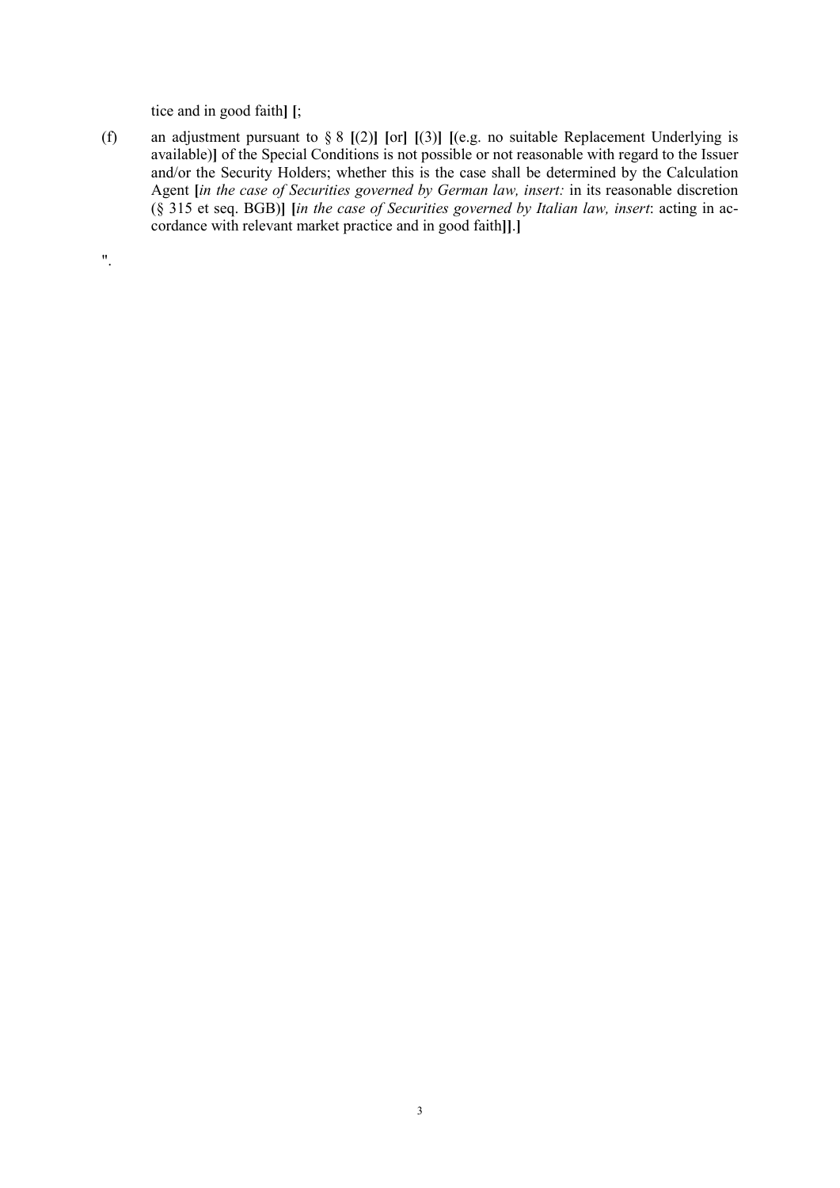tice and in good faith**]** **[**;

(f) an adjustment pursuant to § 8 **[**(2)**]** **[**or**]** **[**(3)**]** **[**(e.g. no suitable Replacement Underlying is available)**]** of the Special Conditions is not possible or not reasonable with regard to the Issuer and/or the Security Holders; whether this is the case shall be determined by the Calculation Agent **[***in the case of Securities governed by German law, insert:* in its reasonable discretion (§ 315 et seq. BGB)**]** **[***in the case of Securities governed by Italian law, insert*: acting in accordance with relevant market practice and in good faith**]]**.**]**

".